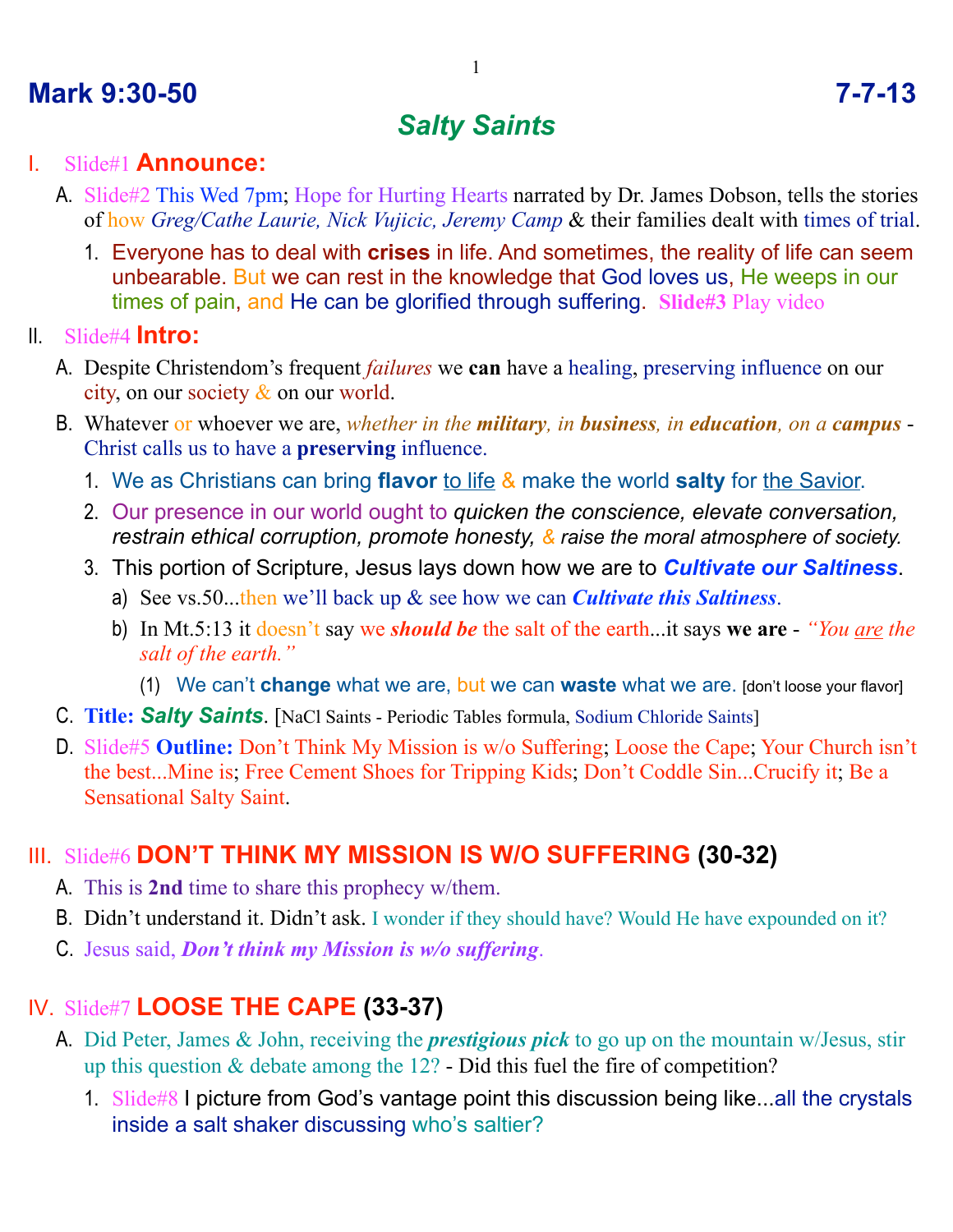# Mark 9:30-50 7-7-13

## *Salty Saints*

I. Slide#1 **Announce:**

A. Slide#2 This Wed 7pm; Hope for Hurting Hearts narrated by Dr. James Dobson, tells the stories of how *Greg/Cathe Laurie, Nick Vujicic, Jeremy Camp* & their families dealt with times of trial.

1. Everyone has to deal with **crises** in life. And sometimes, the reality of life can seem unbearable. But we can rest in the knowledge that God loves us, He weeps in our times of pain, and He can be glorified through suffering. **Slide#3** Play video

II. Slide#4 **Intro:**

A. Despite Christendom's frequent *failures* we **can** have a healing, preserving influence on our city, on our society & on our world.

B. Whatever or whoever we are, *whether in the **military**, in **business**, in **education**, on a **campus*** - Christ calls us to have a **preserving** influence.

1. We as Christians can bring **flavor** to life & make the world **salty** for the Savior.
2. Our presence in our world ought to *quicken the conscience, elevate conversation, restrain ethical corruption, promote honesty, & raise the moral atmosphere of society.*
3. This portion of Scripture, Jesus lays down how we are to ***Cultivate our Saltiness***.
   a) See vs.50...then we'll back up & see how we can ***Cultivate this Saltiness***.
   b) In Mt.5:13 it doesn't say we ***should be*** the salt of the earth...it says **we are** - *"You are the salt of the earth."*
      (1) We can't **change** what we are, but we can **waste** what we are. [don't loose your flavor]

C. **Title:** ***Salty Saints***. [NaCl Saints - Periodic Tables formula, Sodium Chloride Saints]

D. Slide#5 **Outline:** Don't Think My Mission is w/o Suffering; Loose the Cape; Your Church isn't the best...Mine is; Free Cement Shoes for Tripping Kids; Don't Coddle Sin...Crucify it; Be a Sensational Salty Saint.

## III. Slide#6 DON'T THINK MY MISSION IS W/O SUFFERING (30-32)

A. This is **2nd** time to share this prophecy w/them.

B. Didn't understand it. Didn't ask. I wonder if they should have? Would He have expounded on it?

C. Jesus said, ***Don't think my Mission is w/o suffering***.

## IV. Slide#7 LOOSE THE CAPE (33-37)

A. Did Peter, James & John, receiving the ***prestigious pick*** to go up on the mountain w/Jesus, stir up this question & debate among the 12? - Did this fuel the fire of competition?

1. Slide#8 I picture from God's vantage point this discussion being like...all the crystals inside a salt shaker discussing who's saltier?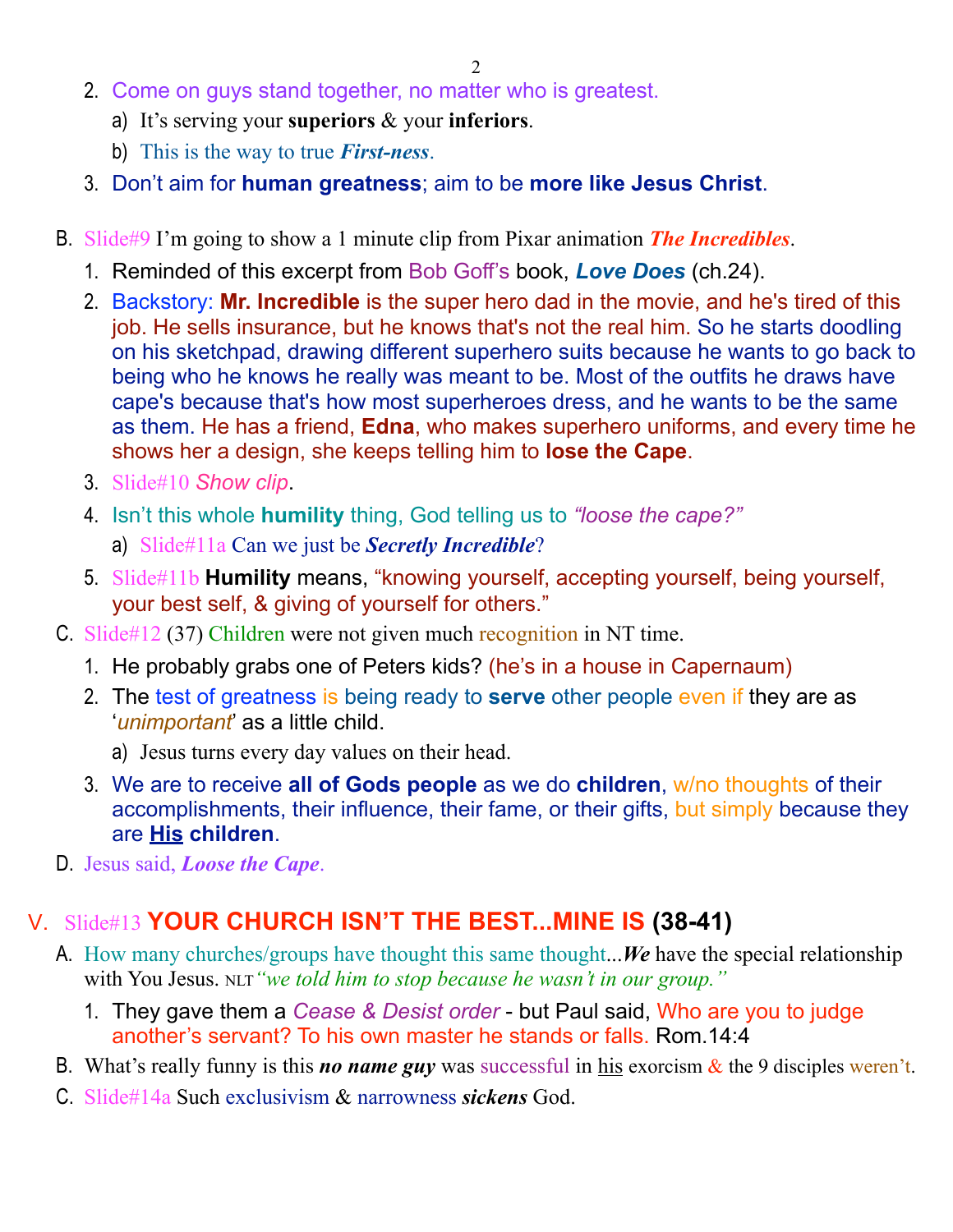2. Come on guys stand together, no matter who is greatest.
    a) It's serving your **superiors** & your **inferiors**.
    b) This is the way to true ***First-ness***.
3. Don't aim for **human greatness**; aim to be **more like Jesus Christ**.

B. Slide#9 I'm going to show a 1 minute clip from Pixar animation ***The Incredibles***.
1. Reminded of this excerpt from Bob Goff's book, ***Love Does*** (ch.24).
2. Backstory: **Mr. Incredible** is the super hero dad in the movie, and he's tired of this job. He sells insurance, but he knows that's not the real him. So he starts doodling on his sketchpad, drawing different superhero suits because he wants to go back to being who he knows he really was meant to be. Most of the outfits he draws have cape's because that's how most superheroes dress, and he wants to be the same as them. He has a friend, **Edna**, who makes superhero uniforms, and every time he shows her a design, she keeps telling him to **lose the Cape**.
3. Slide#10 *Show clip*.
4. Isn't this whole **humility** thing, God telling us to *"loose the cape?"*
    a) Slide#11a Can we just be ***Secretly Incredible***?
5. Slide#11b **Humility** means, "knowing yourself, accepting yourself, being yourself, your best self, & giving of yourself for others."

C. Slide#12 (37) Children were not given much recognition in NT time.
1. He probably grabs one of Peters kids? (he's in a house in Capernaum)
2. The test of greatness is being ready to **serve** other people even if they are as '*unimportant*' as a little child.
    a) Jesus turns every day values on their head.
3. We are to receive **all of Gods people** as we do **children**, w/no thoughts of their accomplishments, their influence, their fame, or their gifts, but simply because they are **<u>His</u> children**.

D. Jesus said, ***Loose the Cape***.

## V. Slide#13 YOUR CHURCH ISN'T THE BEST...MINE IS (38-41)

A. How many churches/groups have thought this same thought...***We*** have the special relationship with You Jesus. NLT *"we told him to stop because he wasn't in our group."*
1. They gave them a *Cease & Desist order* - but Paul said, Who are you to judge another's servant? To his own master he stands or falls. Rom.14:4

B. What's really funny is this ***no name guy*** was successful in <u>his</u> exorcism & the 9 disciples weren't.

C. Slide#14a Such exclusivism & narrowness ***sickens*** God.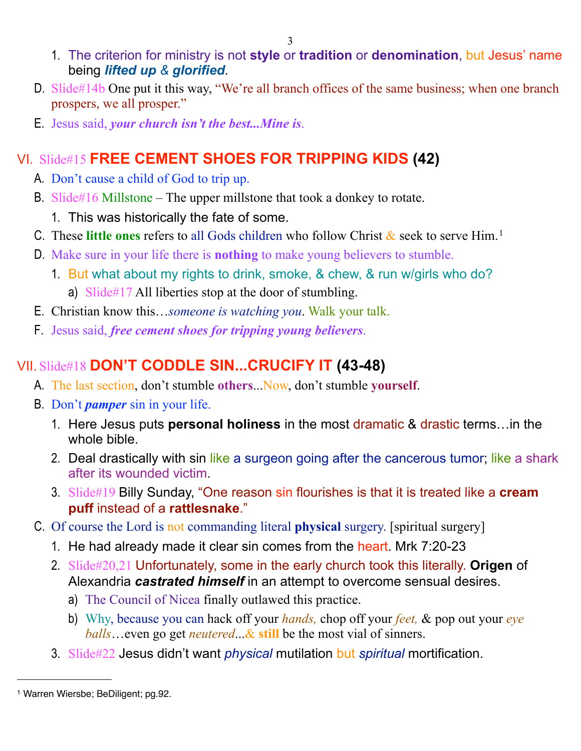1. The criterion for ministry is not **style** or **tradition** or **denomination**, but Jesus' name being ***lifted up*** & ***glorified***.

D. Slide#14b One put it this way, "We're all branch offices of the same business; when one branch prospers, we all prosper."

E. Jesus said, ***your church isn't the best...Mine is***.

## VI. Slide#15 **FREE CEMENT SHOES FOR TRIPPING KIDS (42)**

A. Don't cause a child of God to trip up.

B. Slide#16 Millstone – The upper millstone that took a donkey to rotate.
   1. This was historically the fate of some.

C. These **little ones** refers to all Gods children who follow Christ & seek to serve Him.[1]

D. Make sure in your life there is **nothing** to make young believers to stumble.
   1. But what about my rights to drink, smoke, & chew, & run w/girls who do?
      a) Slide#17 All liberties stop at the door of stumbling.

E. Christian know this…*someone is watching you*. Walk your talk.

F. Jesus said, ***free cement shoes for tripping young believers***.

## VII. Slide#18 **DON'T CODDLE SIN...CRUCIFY IT (43-48)**

A. The last section, don't stumble **others**...Now, don't stumble **yourself**.

B. Don't ***pamper*** sin in your life.
   1. Here Jesus puts **personal holiness** in the most dramatic & drastic terms…in the whole bible.
   2. Deal drastically with sin like a surgeon going after the cancerous tumor; like a shark after its wounded victim.
   3. Slide#19 Billy Sunday, "One reason sin flourishes is that it is treated like a **cream puff** instead of a **rattlesnake**."

C. Of course the Lord is not commanding literal **physical** surgery. [spiritual surgery]
   1. He had already made it clear sin comes from the heart. Mrk 7:20-23
   2. Slide#20,21 Unfortunately, some in the early church took this literally. **Origen** of Alexandria ***castrated himself*** in an attempt to overcome sensual desires.
      a) The Council of Nicea finally outlawed this practice.
      b) Why, because you can hack off your *hands,* chop off your *feet,* & pop out your *eye balls*…even go get *neutered*...& **still** be the most vial of sinners.
   3. Slide#22 Jesus didn't want *physical* mutilation but *spiritual* mortification.

---

[1] Warren Wiersbe; BeDiligent; pg.92.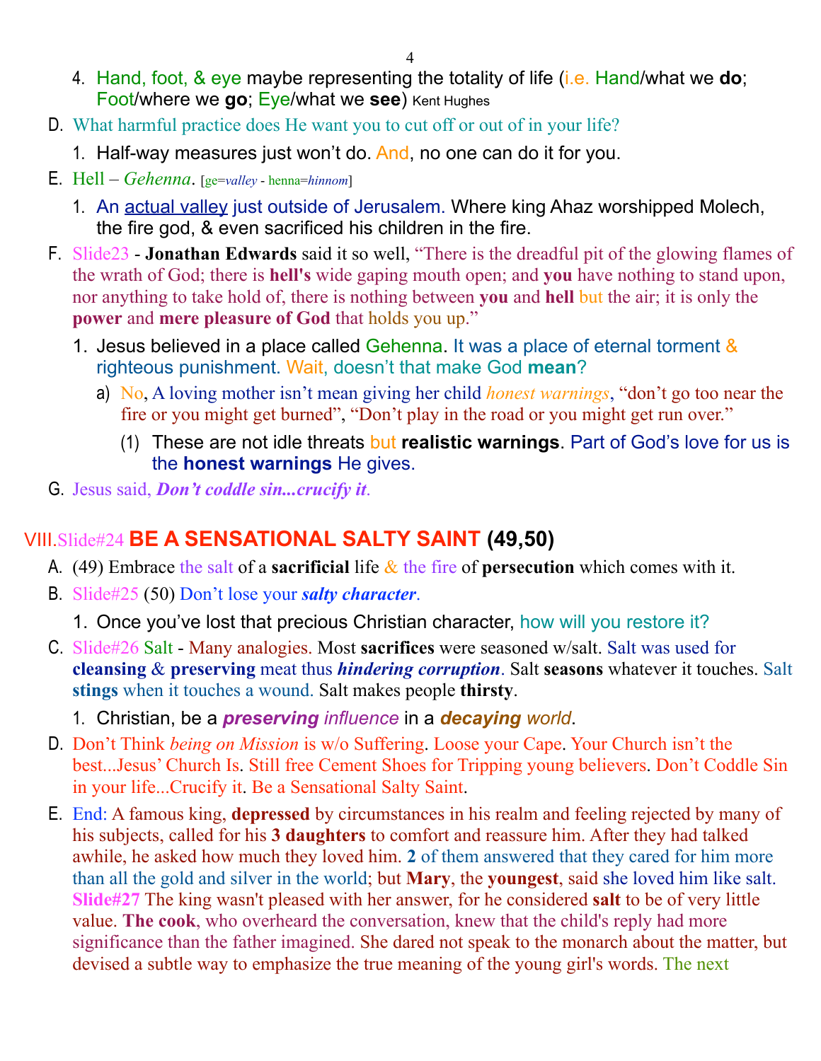4. Hand, foot, & eye maybe representing the totality of life (i.e. Hand/what we **do**; Foot/where we **go**; Eye/what we **see**) Kent Hughes

D. What harmful practice does He want you to cut off or out of in your life?

   1. Half-way measures just won't do. And, no one can do it for you.

E. Hell – *Gehenna*. [ge=*valley* - henna=*hinnom*]

   1. An actual valley just outside of Jerusalem. Where king Ahaz worshipped Molech, the fire god, & even sacrificed his children in the fire.

F. Slide23 - **Jonathan Edwards** said it so well, "There is the dreadful pit of the glowing flames of the wrath of God; there is **hell's** wide gaping mouth open; and **you** have nothing to stand upon, nor anything to take hold of, there is nothing between **you** and **hell** but the air; it is only the **power** and **mere pleasure of God** that holds you up."

   1. Jesus believed in a place called Gehenna. It was a place of eternal torment & righteous punishment. Wait, doesn't that make God **mean**?

      a) No, A loving mother isn't mean giving her child *honest warnings*, "don't go too near the fire or you might get burned", "Don't play in the road or you might get run over."

         (1) These are not idle threats but **realistic warnings**. Part of God's love for us is the **honest warnings** He gives.

G. Jesus said, ***Don't coddle sin...crucify it***.

## VIII. Slide#24 BE A SENSATIONAL SALTY SAINT (49,50)

A. (49) Embrace the salt of a **sacrificial** life & the fire of **persecution** which comes with it.

B. Slide#25 (50) Don't lose your ***salty character***.

   1. Once you've lost that precious Christian character, how will you restore it?

C. Slide#26 Salt - Many analogies. Most **sacrifices** were seasoned w/salt. Salt was used for **cleansing** & **preserving** meat thus ***hindering corruption***. Salt **seasons** whatever it touches. Salt **stings** when it touches a wound. Salt makes people **thirsty**.

   1. Christian, be a ***preserving*** *influence* in a ***decaying*** *world*.

D. Don't Think *being on Mission* is w/o Suffering. Loose your Cape. Your Church isn't the best...Jesus' Church Is. Still free Cement Shoes for Tripping young believers. Don't Coddle Sin in your life...Crucify it. Be a Sensational Salty Saint.

E. End: A famous king, **depressed** by circumstances in his realm and feeling rejected by many of his subjects, called for his **3 daughters** to comfort and reassure him. After they had talked awhile, he asked how much they loved him. **2** of them answered that they cared for him more than all the gold and silver in the world; but **Mary**, the **youngest**, said she loved him like salt. **Slide#27** The king wasn't pleased with her answer, for he considered **salt** to be of very little value. **The cook**, who overheard the conversation, knew that the child's reply had more significance than the father imagined. She dared not speak to the monarch about the matter, but devised a subtle way to emphasize the true meaning of the young girl's words. The next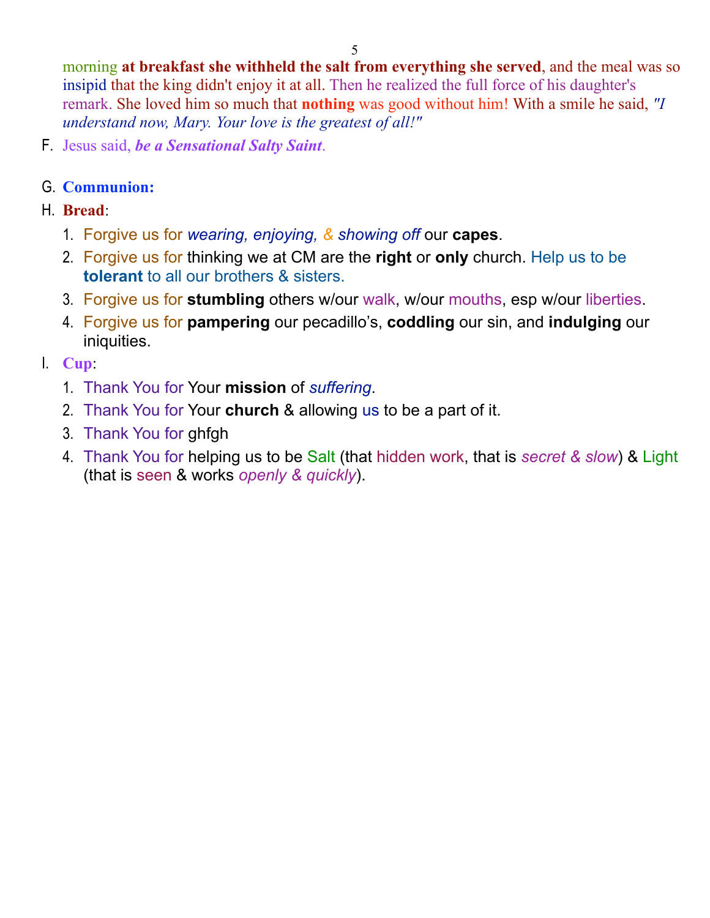morning **at breakfast she withheld the salt from everything she served**, and the meal was so insipid that the king didn't enjoy it at all. Then he realized the full force of his daughter's remark. She loved him so much that **nothing** was good without him! With a smile he said, *"I understand now, Mary. Your love is the greatest of all!"*

F. Jesus said, ***be a Sensational Salty Saint***.

G. **Communion:**

H. **Bread**:

1. Forgive us for *wearing, enjoying, & showing off* our **capes**.
2. Forgive us for thinking we at CM are the **right** or **only** church. Help us to be **tolerant** to all our brothers & sisters.
3. Forgive us for **stumbling** others w/our walk, w/our mouths, esp w/our liberties.
4. Forgive us for **pampering** our pecadillo's, **coddling** our sin, and **indulging** our iniquities.

I. **Cup**:

1. Thank You for Your **mission** of *suffering*.
2. Thank You for Your **church** & allowing us to be a part of it.
3. Thank You for ghfgh
4. Thank You for helping us to be Salt (that hidden work, that is *secret & slow*) & Light (that is seen & works *openly & quickly*).